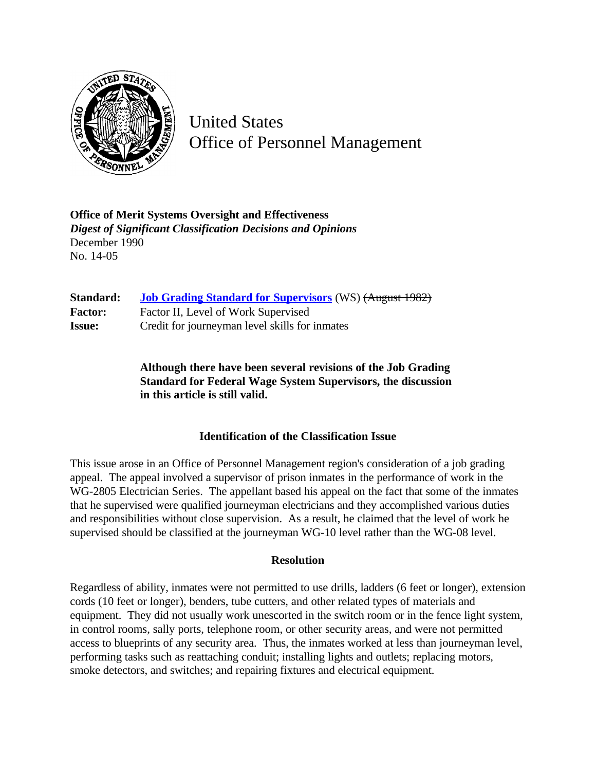United States
Office of Personnel Management

**Office of Merit Systems Oversight and Effectiveness**
***Digest of Significant Classification Decisions and Opinions***
December 1990
No. 14-05

| | |
|---|---|
| **Standard:** | **Job Grading Standard for Supervisors** (WS) ~~(August 1982)~~ |
| **Factor:** | Factor II, Level of Work Supervised |
| **Issue:** | Credit for journeyman level skills for inmates |

**Although there have been several revisions of the Job Grading Standard for Federal Wage System Supervisors, the discussion in this article is still valid.**

### Identification of the Classification Issue

This issue arose in an Office of Personnel Management region's consideration of a job grading appeal. The appeal involved a supervisor of prison inmates in the performance of work in the WG-2805 Electrician Series. The appellant based his appeal on the fact that some of the inmates that he supervised were qualified journeyman electricians and they accomplished various duties and responsibilities without close supervision. As a result, he claimed that the level of work he supervised should be classified at the journeyman WG-10 level rather than the WG-08 level.

### Resolution

Regardless of ability, inmates were not permitted to use drills, ladders (6 feet or longer), extension cords (10 feet or longer), benders, tube cutters, and other related types of materials and equipment. They did not usually work unescorted in the switch room or in the fence light system, in control rooms, sally ports, telephone room, or other security areas, and were not permitted access to blueprints of any security area. Thus, the inmates worked at less than journeyman level, performing tasks such as reattaching conduit; installing lights and outlets; replacing motors, smoke detectors, and switches; and repairing fixtures and electrical equipment.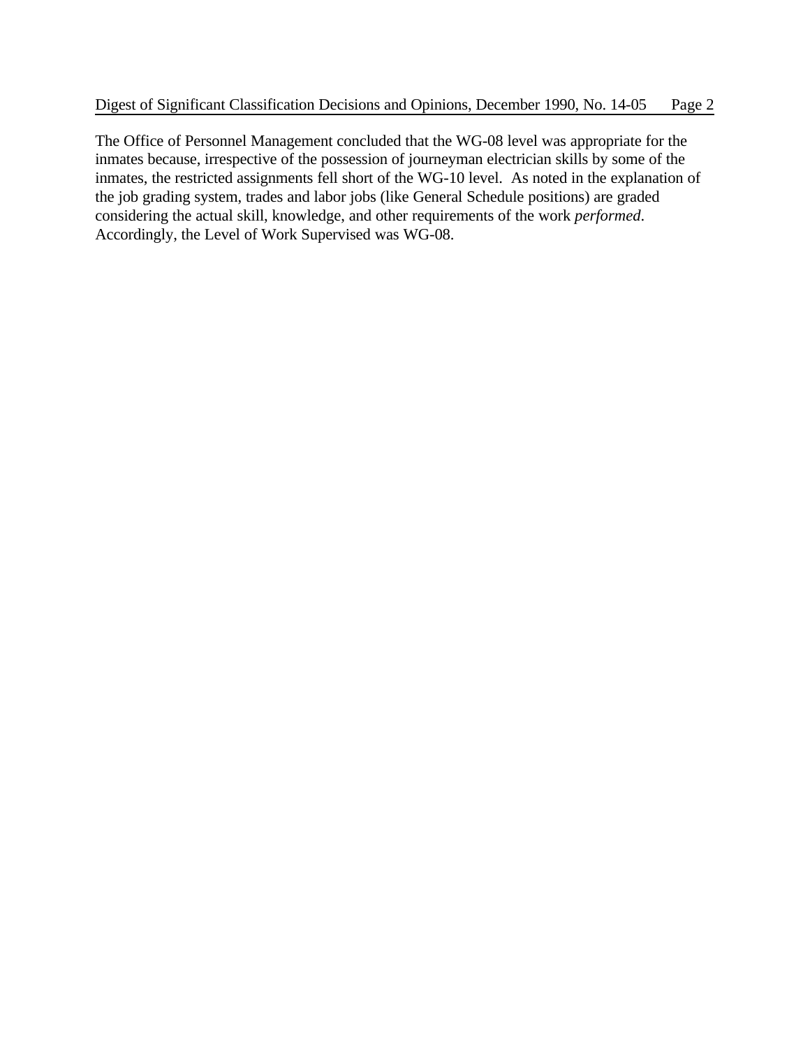The Office of Personnel Management concluded that the WG-08 level was appropriate for the inmates because, irrespective of the possession of journeyman electrician skills by some of the inmates, the restricted assignments fell short of the WG-10 level. As noted in the explanation of the job grading system, trades and labor jobs (like General Schedule positions) are graded considering the actual skill, knowledge, and other requirements of the work *performed*. Accordingly, the Level of Work Supervised was WG-08.